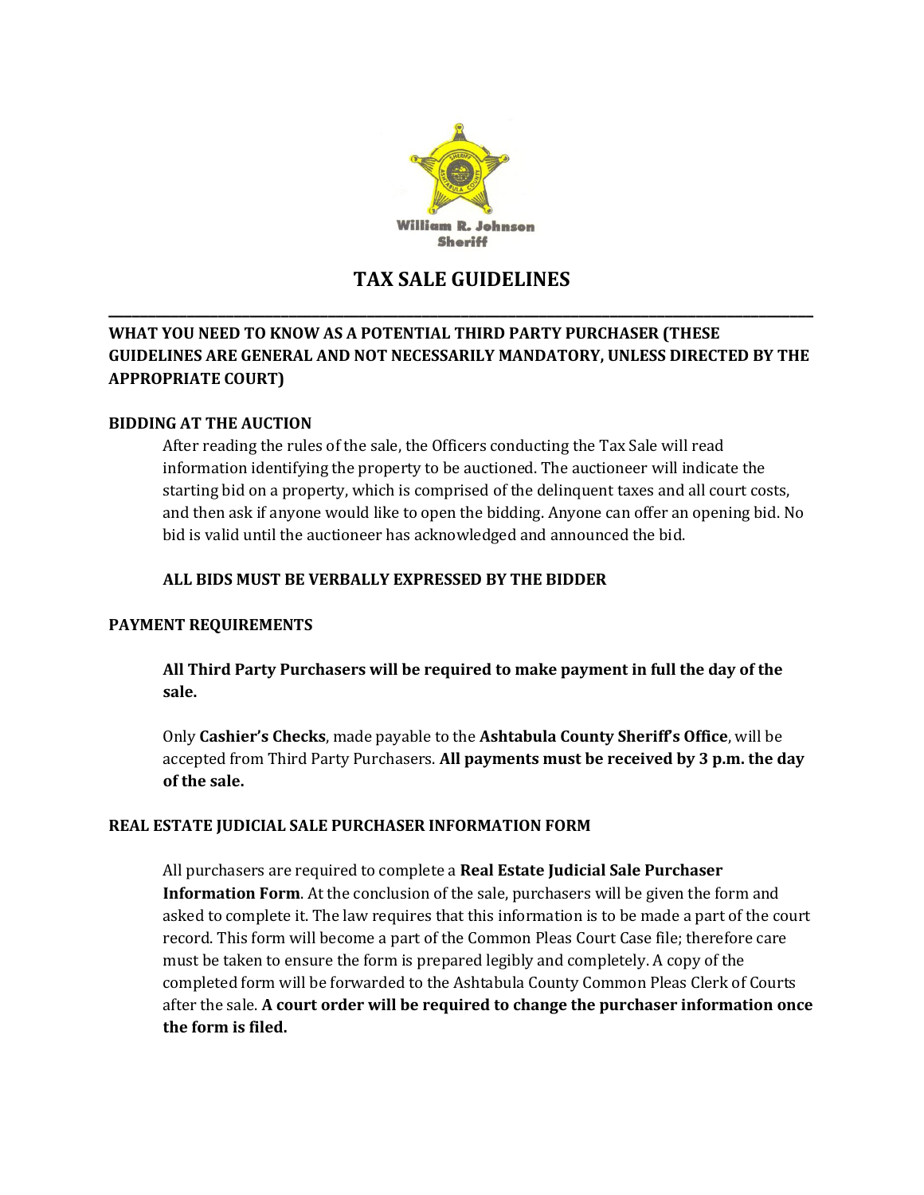William R. Johnson
Sheriff

# TAX SALE GUIDELINES

**WHAT YOU NEED TO KNOW AS A POTENTIAL THIRD PARTY PURCHASER (THESE GUIDELINES ARE GENERAL AND NOT NECESSARILY MANDATORY, UNLESS DIRECTED BY THE APPROPRIATE COURT)**

## BIDDING AT THE AUCTION

After reading the rules of the sale, the Officers conducting the Tax Sale will read information identifying the property to be auctioned. The auctioneer will indicate the starting bid on a property, which is comprised of the delinquent taxes and all court costs, and then ask if anyone would like to open the bidding. Anyone can offer an opening bid. No bid is valid until the auctioneer has acknowledged and announced the bid.

**ALL BIDS MUST BE VERBALLY EXPRESSED BY THE BIDDER**

## PAYMENT REQUIREMENTS

**All Third Party Purchasers will be required to make payment in full the day of the sale.**

Only **Cashier's Checks**, made payable to the **Ashtabula County Sheriff's Office**, will be accepted from Third Party Purchasers. **All payments must be received by 3 p.m. the day of the sale.**

## REAL ESTATE JUDICIAL SALE PURCHASER INFORMATION FORM

All purchasers are required to complete a **Real Estate Judicial Sale Purchaser Information Form**. At the conclusion of the sale, purchasers will be given the form and asked to complete it. The law requires that this information is to be made a part of the court record. This form will become a part of the Common Pleas Court Case file; therefore care must be taken to ensure the form is prepared legibly and completely. A copy of the completed form will be forwarded to the Ashtabula County Common Pleas Clerk of Courts after the sale. **A court order will be required to change the purchaser information once the form is filed.**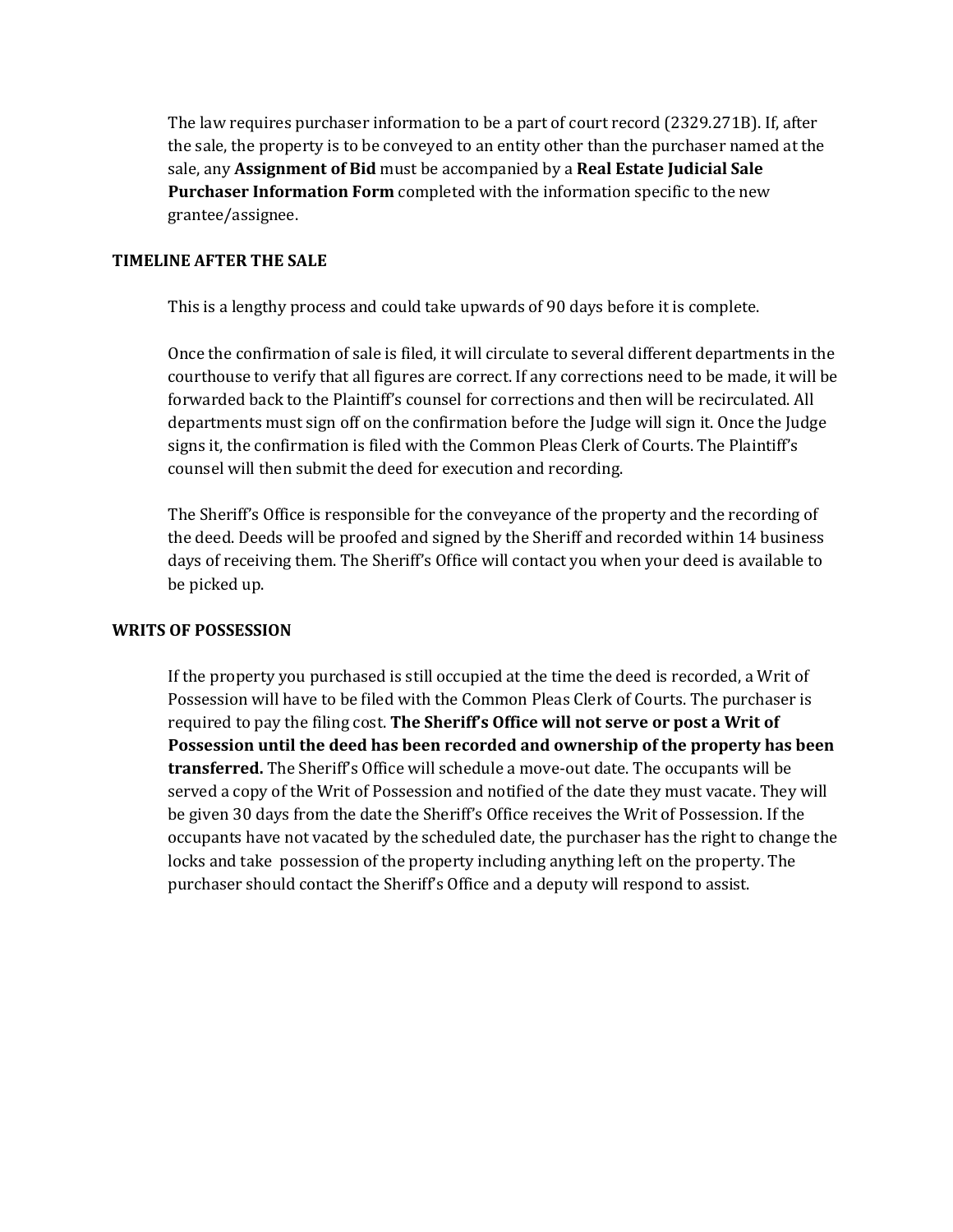The law requires purchaser information to be a part of court record (2329.271B). If, after the sale, the property is to be conveyed to an entity other than the purchaser named at the sale, any **Assignment of Bid** must be accompanied by a **Real Estate Judicial Sale Purchaser Information Form** completed with the information specific to the new grantee/assignee.

## TIMELINE AFTER THE SALE

This is a lengthy process and could take upwards of 90 days before it is complete.

Once the confirmation of sale is filed, it will circulate to several different departments in the courthouse to verify that all figures are correct. If any corrections need to be made, it will be forwarded back to the Plaintiff's counsel for corrections and then will be recirculated. All departments must sign off on the confirmation before the Judge will sign it. Once the Judge signs it, the confirmation is filed with the Common Pleas Clerk of Courts. The Plaintiff's counsel will then submit the deed for execution and recording.

The Sheriff's Office is responsible for the conveyance of the property and the recording of the deed. Deeds will be proofed and signed by the Sheriff and recorded within 14 business days of receiving them. The Sheriff's Office will contact you when your deed is available to be picked up.

## WRITS OF POSSESSION

If the property you purchased is still occupied at the time the deed is recorded, a Writ of Possession will have to be filed with the Common Pleas Clerk of Courts. The purchaser is required to pay the filing cost. **The Sheriff's Office will not serve or post a Writ of Possession until the deed has been recorded and ownership of the property has been transferred.** The Sheriff's Office will schedule a move-out date. The occupants will be served a copy of the Writ of Possession and notified of the date they must vacate. They will be given 30 days from the date the Sheriff's Office receives the Writ of Possession. If the occupants have not vacated by the scheduled date, the purchaser has the right to change the locks and take possession of the property including anything left on the property. The purchaser should contact the Sheriff's Office and a deputy will respond to assist.